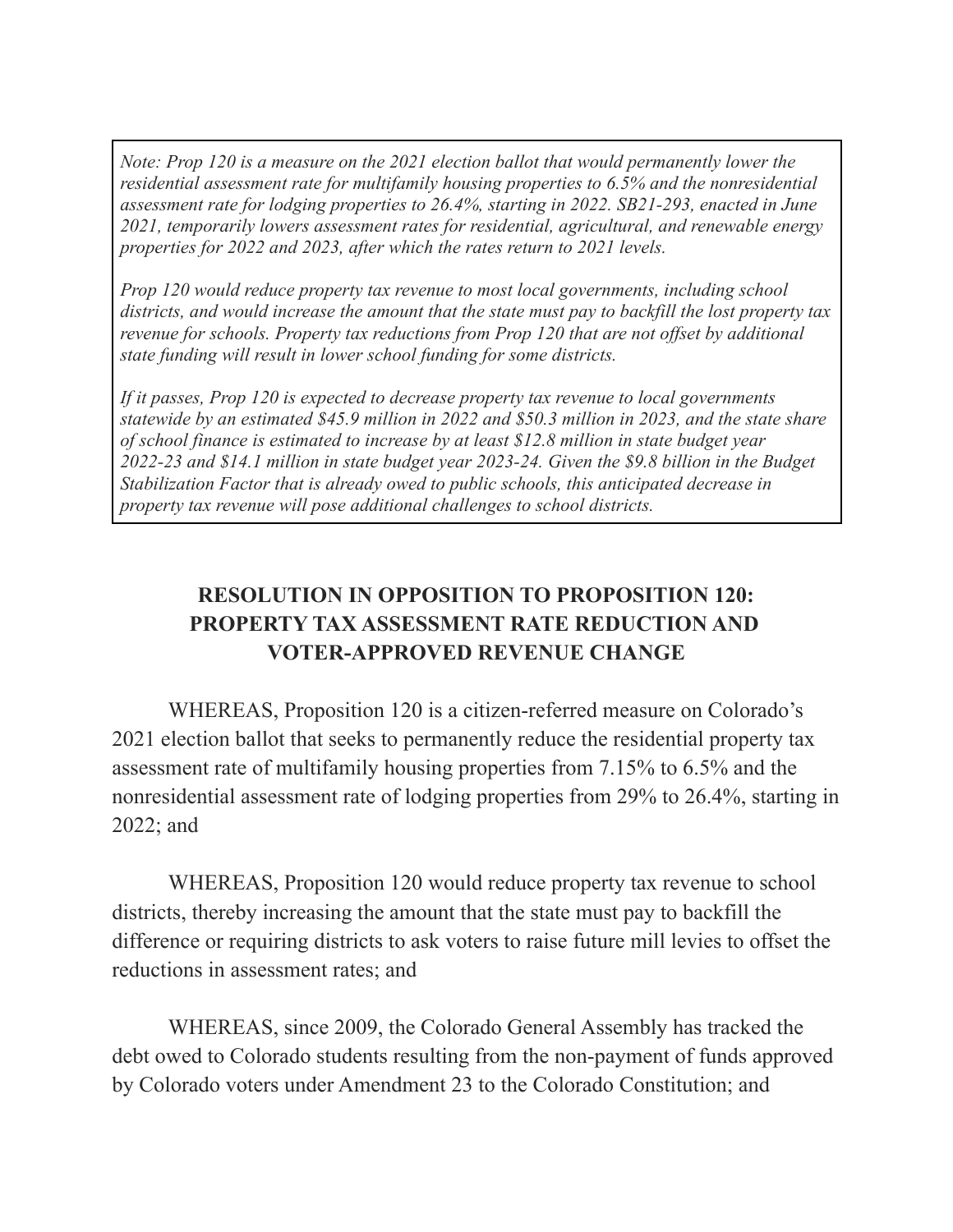*Note: Prop 120 is a measure on the 2021 election ballot that would permanently lower the residential assessment rate for multifamily housing properties to 6.5% and the nonresidential assessment rate for lodging properties to 26.4%, starting in 2022. SB21-293, enacted in June 2021, temporarily lowers assessment rates for residential, agricultural, and renewable energy properties for 2022 and 2023, after which the rates return to 2021 levels.*

*Prop 120 would reduce property tax revenue to most local governments, including school districts, and would increase the amount that the state must pay to backfill the lost property tax revenue for schools. Property tax reductions from Prop 120 that are not offset by additional state funding will result in lower school funding for some districts.*

*If it passes, Prop 120 is expected to decrease property tax revenue to local governments statewide by an estimated $45.9 million in 2022 and $50.3 million in 2023, and the state share of school finance is estimated to increase by at least $12.8 million in state budget year 2022-23 and $14.1 million in state budget year 2023-24. Given the $9.8 billion in the Budget Stabilization Factor that is already owed to public schools, this anticipated decrease in property tax revenue will pose additional challenges to school districts.*

## RESOLUTION IN OPPOSITION TO PROPOSITION 120: PROPERTY TAX ASSESSMENT RATE REDUCTION AND VOTER-APPROVED REVENUE CHANGE

WHEREAS, Proposition 120 is a citizen-referred measure on Colorado's 2021 election ballot that seeks to permanently reduce the residential property tax assessment rate of multifamily housing properties from 7.15% to 6.5% and the nonresidential assessment rate of lodging properties from 29% to 26.4%, starting in 2022; and

WHEREAS, Proposition 120 would reduce property tax revenue to school districts, thereby increasing the amount that the state must pay to backfill the difference or requiring districts to ask voters to raise future mill levies to offset the reductions in assessment rates; and

WHEREAS, since 2009, the Colorado General Assembly has tracked the debt owed to Colorado students resulting from the non-payment of funds approved by Colorado voters under Amendment 23 to the Colorado Constitution; and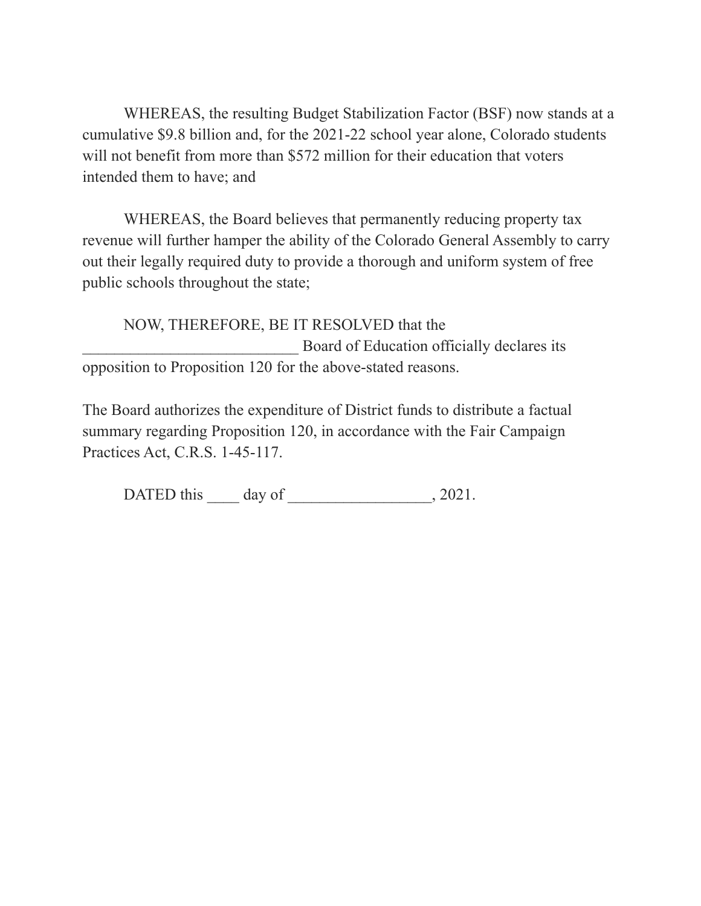WHEREAS, the resulting Budget Stabilization Factor (BSF) now stands at a cumulative $9.8 billion and, for the 2021-22 school year alone, Colorado students will not benefit from more than $572 million for their education that voters intended them to have; and

WHEREAS, the Board believes that permanently reducing property tax revenue will further hamper the ability of the Colorado General Assembly to carry out their legally required duty to provide a thorough and uniform system of free public schools throughout the state;

NOW, THEREFORE, BE IT RESOLVED that the __________________________ Board of Education officially declares its opposition to Proposition 120 for the above-stated reasons.

The Board authorizes the expenditure of District funds to distribute a factual summary regarding Proposition 120, in accordance with the Fair Campaign Practices Act, C.R.S. 1-45-117.

DATED this ____ day of _________________, 2021.